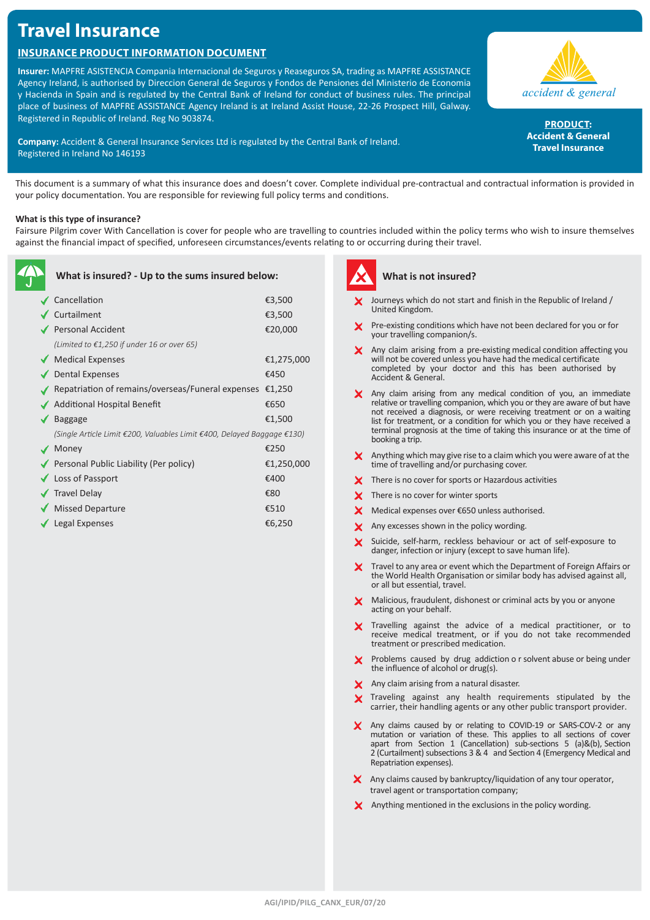# Travel Insurance

## INSURANCE PRODUCT INFORMATION DOCUMENT

**Insurer:** MAPFRE ASISTENCIA Compania Internacional de Seguros y Reaseguros SA, trading as MAPFRE ASSISTANCE Agency Ireland, is authorised by Direccion General de Seguros y Fondos de Pensiones del Ministerio de Economia y Hacienda in Spain and is regulated by the Central Bank of Ireland for conduct of business rules. The principal place of business of MAPFRE ASSISTANCE Agency Ireland is at Ireland Assist House, 22-26 Prospect Hill, Galway. Registered in Republic of Ireland. Reg No 903874.

**Company:** Accident & General Insurance Services Ltd is regulated by the Central Bank of Ireland. Registered in Ireland No 146193

accident & general

**PRODUCT:**
**Accident & General Travel Insurance**

This document is a summary of what this insurance does and doesn't cover. Complete individual pre-contractual and contractual information is provided in your policy documentation. You are responsible for reviewing full policy terms and conditions.

**What is this type of insurance?**

Fairsure Pilgrim cover With Cancellation is cover for people who are travelling to countries included within the policy terms who wish to insure themselves against the financial impact of specified, unforeseen circumstances/events relating to or occurring during their travel.

### What is insured? - Up to the sums insured below:

| Cover | Sum insured |
|---|---|
| ✓ Cancellation | €3,500 |
| ✓ Curtailment | €3,500 |
| ✓ Personal Accident | €20,000 |
| *(Limited to €1,250 if under 16 or over 65)* | |
| ✓ Medical Expenses | €1,275,000 |
| ✓ Dental Expenses | €450 |
| ✓ Repatriation of remains/overseas/Funeral expenses | €1,250 |
| ✓ Additional Hospital Benefit | €650 |
| ✓ Baggage | €1,500 |
| *(Single Article Limit €200, Valuables Limit €400, Delayed Baggage €130)* | |
| ✓ Money | €250 |
| ✓ Personal Public Liability (Per policy) | €1,250,000 |
| ✓ Loss of Passport | €400 |
| ✓ Travel Delay | €80 |
| ✓ Missed Departure | €510 |
| ✓ Legal Expenses | €6,250 |

### What is not insured?

- ✗ Journeys which do not start and finish in the Republic of Ireland / United Kingdom.
- ✗ Pre-existing conditions which have not been declared for you or for your travelling companion/s.
- ✗ Any claim arising from a pre-existing medical condition affecting you will not be covered unless you have had the medical certificate completed by your doctor and this has been authorised by Accident & General.
- ✗ Any claim arising from any medical condition of you, an immediate relative or travelling companion, which you or they are aware of but have not received a diagnosis, or were receiving treatment or on a waiting list for treatment, or a condition for which you or they have received a terminal prognosis at the time of taking this insurance or at the time of booking a trip.
- ✗ Anything which may give rise to a claim which you were aware of at the time of travelling and/or purchasing cover.
- ✗ There is no cover for sports or Hazardous activities
- ✗ There is no cover for winter sports
- ✗ Medical expenses over €650 unless authorised.
- ✗ Any excesses shown in the policy wording.
- ✗ Suicide, self-harm, reckless behaviour or act of self-exposure to danger, infection or injury (except to save human life).
- ✗ Travel to any area or event which the Department of Foreign Affairs or the World Health Organisation or similar body has advised against all, or all but essential, travel.
- ✗ Malicious, fraudulent, dishonest or criminal acts by you or anyone acting on your behalf.
- ✗ Travelling against the advice of a medical practitioner, or to receive medical treatment, or if you do not take recommended treatment or prescribed medication.
- ✗ Problems caused by drug addiction o r solvent abuse or being under the influence of alcohol or drug(s).
- ✗ Any claim arising from a natural disaster.
- ✗ Traveling against any health requirements stipulated by the carrier, their handling agents or any other public transport provider.
- ✗ Any claims caused by or relating to COVID-19 or SARS-COV-2 or any mutation or variation of these. This applies to all sections of cover apart from Section 1 (Cancellation) sub-sections 5 (a)&(b), Section 2 (Curtailment) subsections 3 & 4 and Section 4 (Emergency Medical and Repatriation expenses).
- ✗ Any claims caused by bankruptcy/liquidation of any tour operator, travel agent or transportation company;
- ✗ Anything mentioned in the exclusions in the policy wording.

AGI/IPID/PILG_CANX_EUR/07/20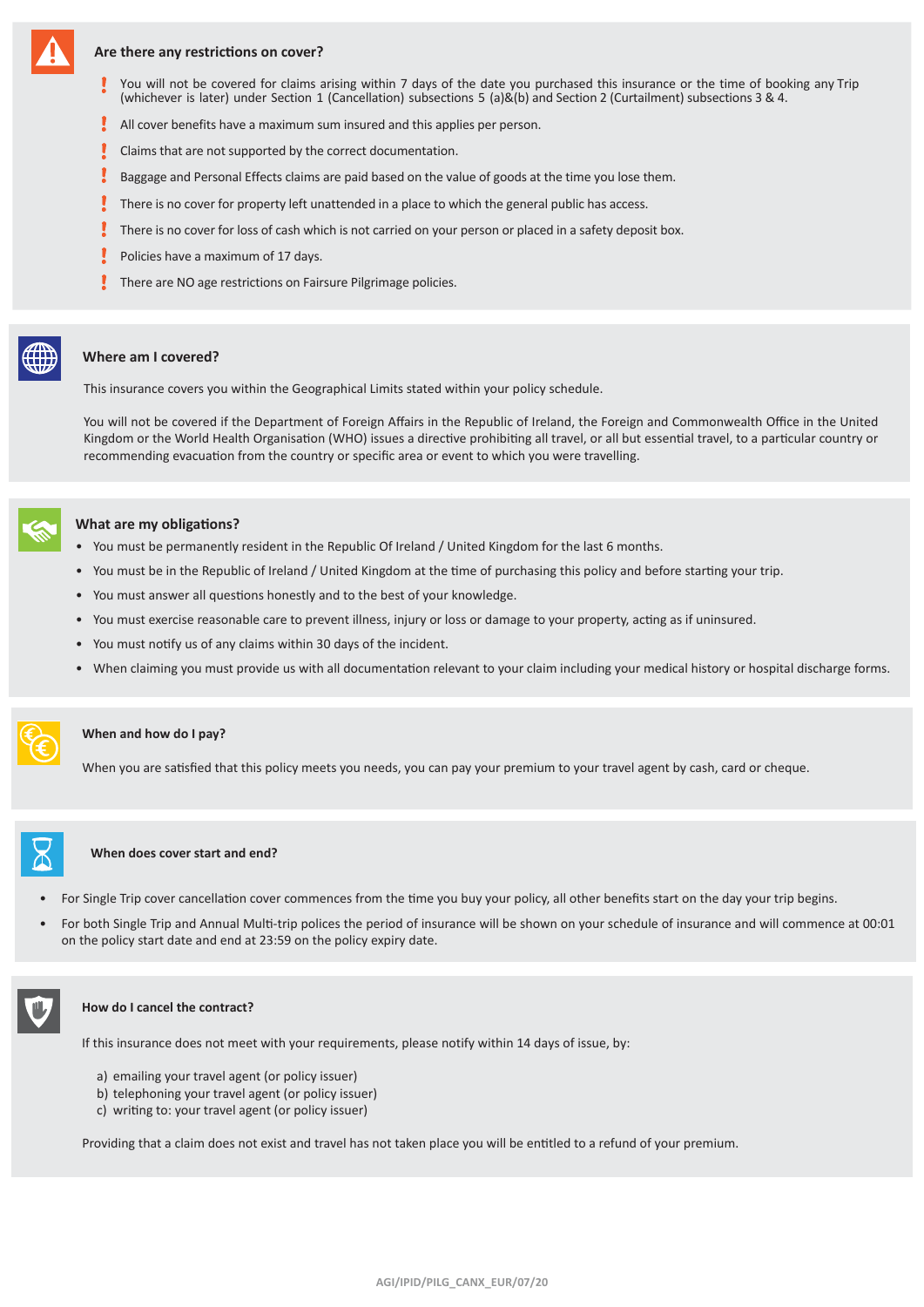## Are there any restrictions on cover?

- You will not be covered for claims arising within 7 days of the date you purchased this insurance or the time of booking any Trip (whichever is later) under Section 1 (Cancellation) subsections 5 (a)&(b) and Section 2 (Curtailment) subsections 3 & 4.
- All cover benefits have a maximum sum insured and this applies per person.
- Claims that are not supported by the correct documentation.
- Baggage and Personal Effects claims are paid based on the value of goods at the time you lose them.
- There is no cover for property left unattended in a place to which the general public has access.
- There is no cover for loss of cash which is not carried on your person or placed in a safety deposit box.
- Policies have a maximum of 17 days.
- There are NO age restrictions on Fairsure Pilgrimage policies.

## Where am I covered?

This insurance covers you within the Geographical Limits stated within your policy schedule.

You will not be covered if the Department of Foreign Affairs in the Republic of Ireland, the Foreign and Commonwealth Office in the United Kingdom or the World Health Organisation (WHO) issues a directive prohibiting all travel, or all but essential travel, to a particular country or recommending evacuation from the country or specific area or event to which you were travelling.

## What are my obligations?

- You must be permanently resident in the Republic Of Ireland / United Kingdom for the last 6 months.
- You must be in the Republic of Ireland / United Kingdom at the time of purchasing this policy and before starting your trip.
- You must answer all questions honestly and to the best of your knowledge.
- You must exercise reasonable care to prevent illness, injury or loss or damage to your property, acting as if uninsured.
- You must notify us of any claims within 30 days of the incident.
- When claiming you must provide us with all documentation relevant to your claim including your medical history or hospital discharge forms.

## When and how do I pay?

When you are satisfied that this policy meets you needs, you can pay your premium to your travel agent by cash, card or cheque.

## When does cover start and end?

- For Single Trip cover cancellation cover commences from the time you buy your policy, all other benefits start on the day your trip begins.
- For both Single Trip and Annual Multi-trip polices the period of insurance will be shown on your schedule of insurance and will commence at 00:01 on the policy start date and end at 23:59 on the policy expiry date.

## How do I cancel the contract?

If this insurance does not meet with your requirements, please notify within 14 days of issue, by:

a) emailing your travel agent (or policy issuer)
b) telephoning your travel agent (or policy issuer)
c) writing to: your travel agent (or policy issuer)

Providing that a claim does not exist and travel has not taken place you will be entitled to a refund of your premium.

AGI/IPID/PILG_CANX_EUR/07/20